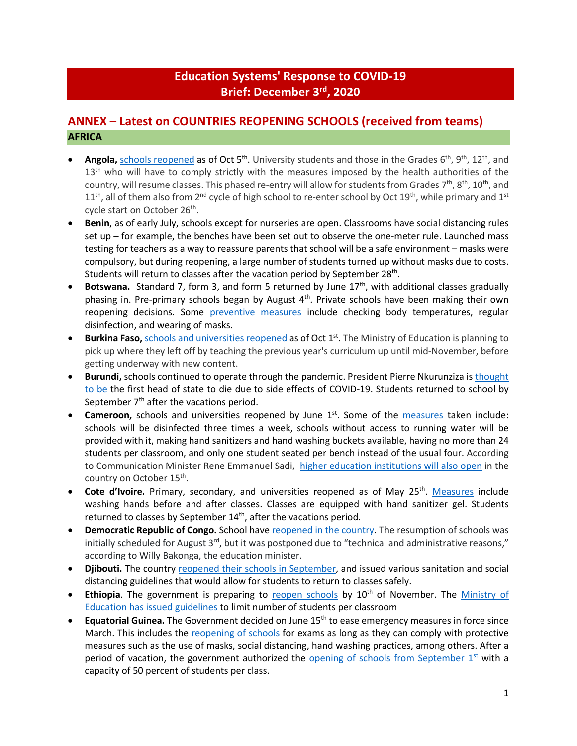# Education Systems' Response to COVID-19
# Brief: December 3rd, 2020

## ANNEX – Latest on COUNTRIES REOPENING SCHOOLS (received from teams)

### AFRICA

- **Angola,** schools reopened as of Oct 5th. University students and those in the Grades 6th, 9th, 12th, and 13th who will have to comply strictly with the measures imposed by the health authorities of the country, will resume classes. This phased re-entry will allow for students from Grades 7th, 8th, 10th, and 11th, all of them also from 2nd cycle of high school to re-enter school by Oct 19th, while primary and 1st cycle start on October 26th.
- **Benin**, as of early July, schools except for nurseries are open. Classrooms have social distancing rules set up – for example, the benches have been set out to observe the one-meter rule. Launched mass testing for teachers as a way to reassure parents that school will be a safe environment – masks were compulsory, but during reopening, a large number of students turned up without masks due to costs. Students will return to classes after the vacation period by September 28th.
- **Botswana.** Standard 7, form 3, and form 5 returned by June 17th, with additional classes gradually phasing in. Pre-primary schools began by August 4th. Private schools have been making their own reopening decisions. Some preventive measures include checking body temperatures, regular disinfection, and wearing of masks.
- **Burkina Faso,** schools and universities reopened as of Oct 1st. The Ministry of Education is planning to pick up where they left off by teaching the previous year's curriculum up until mid-November, before getting underway with new content.
- **Burundi,** schools continued to operate through the pandemic. President Pierre Nkurunziza is thought to be the first head of state to die due to side effects of COVID-19. Students returned to school by September 7th after the vacations period.
- **Cameroon,** schools and universities reopened by June 1st. Some of the measures taken include: schools will be disinfected three times a week, schools without access to running water will be provided with it, making hand sanitizers and hand washing buckets available, having no more than 24 students per classroom, and only one student seated per bench instead of the usual four. According to Communication Minister Rene Emmanuel Sadi, higher education institutions will also open in the country on October 15th.
- **Cote d'Ivoire.** Primary, secondary, and universities reopened as of May 25th. Measures include washing hands before and after classes. Classes are equipped with hand sanitizer gel. Students returned to classes by September 14th, after the vacations period.
- **Democratic Republic of Congo.** School have reopened in the country. The resumption of schools was initially scheduled for August 3rd, but it was postponed due to "technical and administrative reasons," according to Willy Bakonga, the education minister.
- **Djibouti.** The country reopened their schools in September, and issued various sanitation and social distancing guidelines that would allow for students to return to classes safely.
- **Ethiopia**. The government is preparing to reopen schools by 10th of November. The Ministry of Education has issued guidelines to limit number of students per classroom
- **Equatorial Guinea.** The Government decided on June 15th to ease emergency measures in force since March. This includes the reopening of schools for exams as long as they can comply with protective measures such as the use of masks, social distancing, hand washing practices, among others. After a period of vacation, the government authorized the opening of schools from September 1st with a capacity of 50 percent of students per class.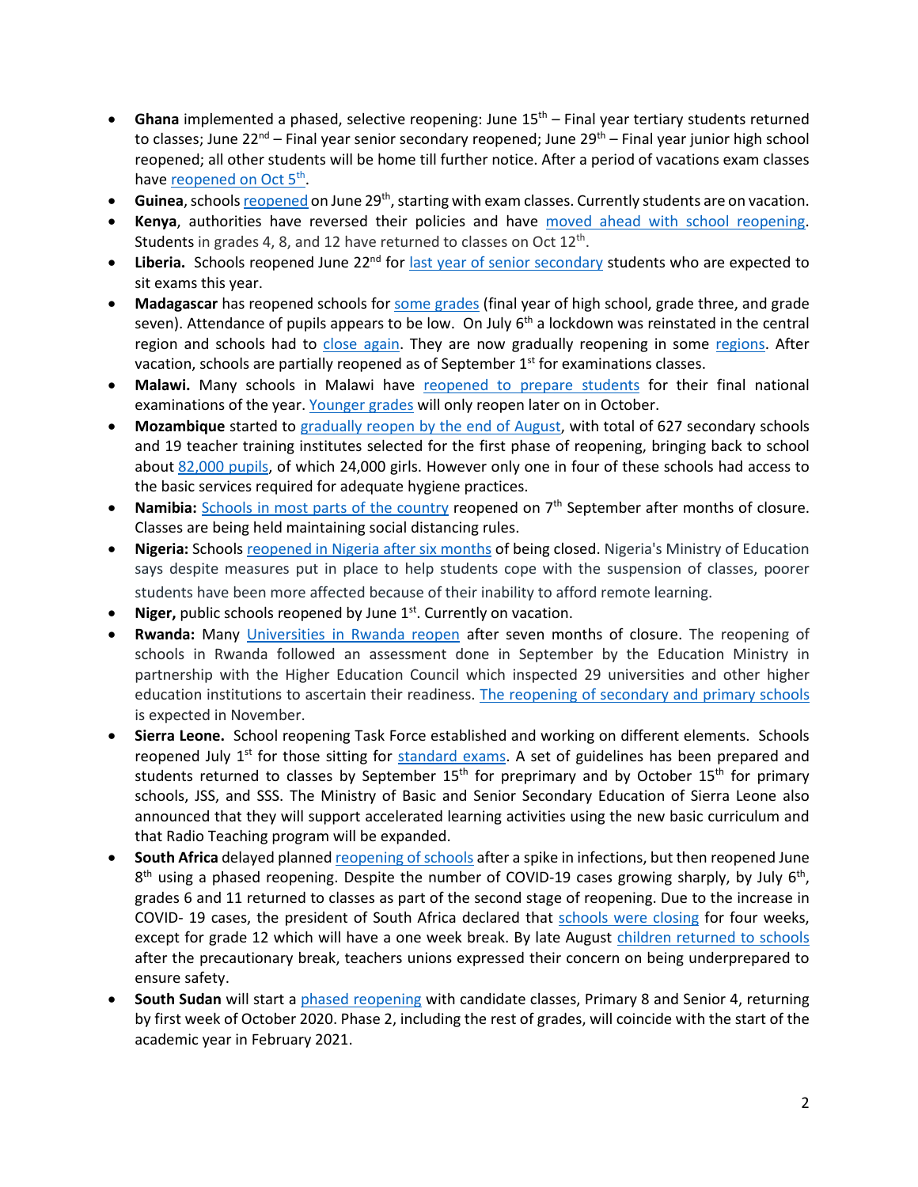- **Ghana** implemented a phased, selective reopening: June 15th – Final year tertiary students returned to classes; June 22nd – Final year senior secondary reopened; June 29th – Final year junior high school reopened; all other students will be home till further notice. After a period of vacations exam classes have reopened on Oct 5th.
- **Guinea**, schools reopened on June 29th, starting with exam classes. Currently students are on vacation.
- **Kenya**, authorities have reversed their policies and have moved ahead with school reopening. Students in grades 4, 8, and 12 have returned to classes on Oct 12th.
- **Liberia.** Schools reopened June 22nd for last year of senior secondary students who are expected to sit exams this year.
- **Madagascar** has reopened schools for some grades (final year of high school, grade three, and grade seven). Attendance of pupils appears to be low. On July 6th a lockdown was reinstated in the central region and schools had to close again. They are now gradually reopening in some regions. After vacation, schools are partially reopened as of September 1st for examinations classes.
- **Malawi.** Many schools in Malawi have reopened to prepare students for their final national examinations of the year. Younger grades will only reopen later on in October.
- **Mozambique** started to gradually reopen by the end of August, with total of 627 secondary schools and 19 teacher training institutes selected for the first phase of reopening, bringing back to school about 82,000 pupils, of which 24,000 girls. However only one in four of these schools had access to the basic services required for adequate hygiene practices.
- **Namibia:** Schools in most parts of the country reopened on 7th September after months of closure. Classes are being held maintaining social distancing rules.
- **Nigeria:** Schools reopened in Nigeria after six months of being closed. Nigeria's Ministry of Education says despite measures put in place to help students cope with the suspension of classes, poorer students have been more affected because of their inability to afford remote learning.
- **Niger,** public schools reopened by June 1st. Currently on vacation.
- **Rwanda:** Many Universities in Rwanda reopen after seven months of closure. The reopening of schools in Rwanda followed an assessment done in September by the Education Ministry in partnership with the Higher Education Council which inspected 29 universities and other higher education institutions to ascertain their readiness. The reopening of secondary and primary schools is expected in November.
- **Sierra Leone.** School reopening Task Force established and working on different elements. Schools reopened July 1st for those sitting for standard exams. A set of guidelines has been prepared and students returned to classes by September 15th for preprimary and by October 15th for primary schools, JSS, and SSS. The Ministry of Basic and Senior Secondary Education of Sierra Leone also announced that they will support accelerated learning activities using the new basic curriculum and that Radio Teaching program will be expanded.
- **South Africa** delayed planned reopening of schools after a spike in infections, but then reopened June 8th using a phased reopening. Despite the number of COVID-19 cases growing sharply, by July 6th, grades 6 and 11 returned to classes as part of the second stage of reopening. Due to the increase in COVID- 19 cases, the president of South Africa declared that schools were closing for four weeks, except for grade 12 which will have a one week break. By late August children returned to schools after the precautionary break, teachers unions expressed their concern on being underprepared to ensure safety.
- **South Sudan** will start a phased reopening with candidate classes, Primary 8 and Senior 4, returning by first week of October 2020. Phase 2, including the rest of grades, will coincide with the start of the academic year in February 2021.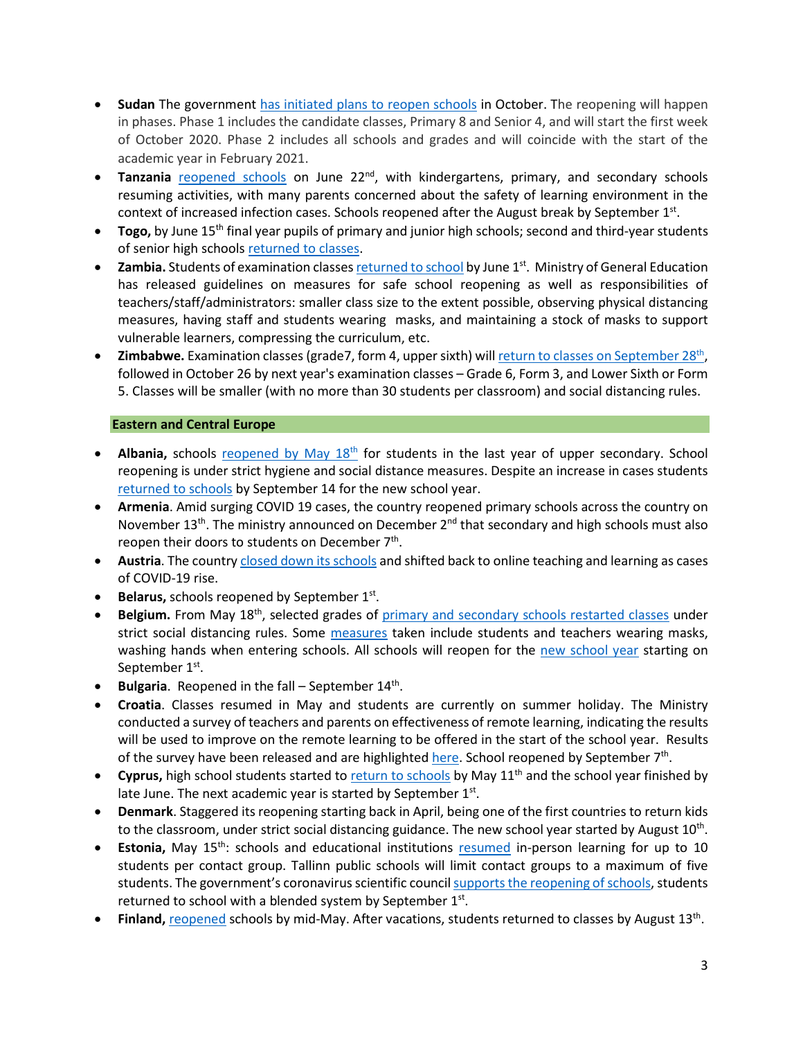- **Sudan** The government [has initiated plans to reopen schools] in October. The reopening will happen in phases. Phase 1 includes the candidate classes, Primary 8 and Senior 4, and will start the first week of October 2020. Phase 2 includes all schools and grades and will coincide with the start of the academic year in February 2021.
- **Tanzania** reopened schools on June 22nd, with kindergartens, primary, and secondary schools resuming activities, with many parents concerned about the safety of learning environment in the context of increased infection cases. Schools reopened after the August break by September 1st.
- **Togo,** by June 15th final year pupils of primary and junior high schools; second and third-year students of senior high schools returned to classes.
- **Zambia.** Students of examination classes returned to school by June 1st. Ministry of General Education has released guidelines on measures for safe school reopening as well as responsibilities of teachers/staff/administrators: smaller class size to the extent possible, observing physical distancing measures, having staff and students wearing masks, and maintaining a stock of masks to support vulnerable learners, compressing the curriculum, etc.
- **Zimbabwe.** Examination classes (grade7, form 4, upper sixth) will return to classes on September 28th, followed in October 26 by next year's examination classes – Grade 6, Form 3, and Lower Sixth or Form 5. Classes will be smaller (with no more than 30 students per classroom) and social distancing rules.

## Eastern and Central Europe

- **Albania,** schools reopened by May 18th for students in the last year of upper secondary. School reopening is under strict hygiene and social distance measures. Despite an increase in cases students returned to schools by September 14 for the new school year.
- **Armenia**. Amid surging COVID 19 cases, the country reopened primary schools across the country on November 13th. The ministry announced on December 2nd that secondary and high schools must also reopen their doors to students on December 7th.
- **Austria**. The country closed down its schools and shifted back to online teaching and learning as cases of COVID-19 rise.
- **Belarus,** schools reopened by September 1st.
- **Belgium.** From May 18th, selected grades of primary and secondary schools restarted classes under strict social distancing rules. Some measures taken include students and teachers wearing masks, washing hands when entering schools. All schools will reopen for the new school year starting on September 1st.
- **Bulgaria**. Reopened in the fall – September 14th.
- **Croatia**. Classes resumed in May and students are currently on summer holiday. The Ministry conducted a survey of teachers and parents on effectiveness of remote learning, indicating the results will be used to improve on the remote learning to be offered in the start of the school year. Results of the survey have been released and are highlighted here. School reopened by September 7th.
- **Cyprus,** high school students started to return to schools by May 11th and the school year finished by late June. The next academic year is started by September 1st.
- **Denmark**. Staggered its reopening starting back in April, being one of the first countries to return kids to the classroom, under strict social distancing guidance. The new school year started by August 10th.
- **Estonia,** May 15th: schools and educational institutions resumed in-person learning for up to 10 students per contact group. Tallinn public schools will limit contact groups to a maximum of five students. The government's coronavirus scientific council supports the reopening of schools, students returned to school with a blended system by September 1st.
- **Finland,** reopened schools by mid-May. After vacations, students returned to classes by August 13th.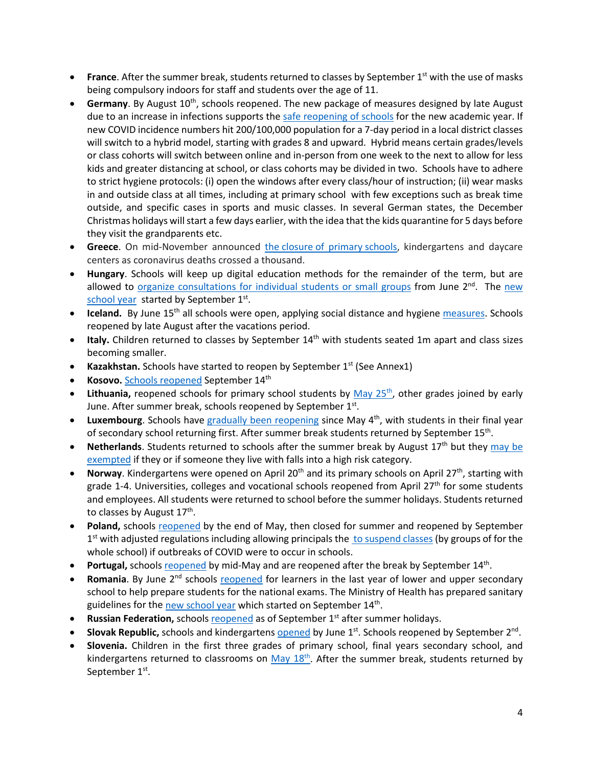- **France**. After the summer break, students returned to classes by September 1st with the use of masks being compulsory indoors for staff and students over the age of 11.
- **Germany**. By August 10th, schools reopened. The new package of measures designed by late August due to an increase in infections supports the safe reopening of schools for the new academic year. If new COVID incidence numbers hit 200/100,000 population for a 7-day period in a local district classes will switch to a hybrid model, starting with grades 8 and upward. Hybrid means certain grades/levels or class cohorts will switch between online and in-person from one week to the next to allow for less kids and greater distancing at school, or class cohorts may be divided in two. Schools have to adhere to strict hygiene protocols: (i) open the windows after every class/hour of instruction; (ii) wear masks in and outside class at all times, including at primary school with few exceptions such as break time outside, and specific cases in sports and music classes. In several German states, the December Christmas holidays will start a few days earlier, with the idea that the kids quarantine for 5 days before they visit the grandparents etc.
- **Greece**. On mid-November announced the closure of primary schools, kindergartens and daycare centers as coronavirus deaths crossed a thousand.
- **Hungary**. Schools will keep up digital education methods for the remainder of the term, but are allowed to organize consultations for individual students or small groups from June 2nd. The new school year started by September 1st.
- **Iceland.** By June 15th all schools were open, applying social distance and hygiene measures. Schools reopened by late August after the vacations period.
- **Italy.** Children returned to classes by September 14th with students seated 1m apart and class sizes becoming smaller.
- **Kazakhstan.** Schools have started to reopen by September 1st (See Annex1)
- **Kosovo.** Schools reopened September 14th
- **Lithuania,** reopened schools for primary school students by May 25th, other grades joined by early June. After summer break, schools reopened by September 1st.
- **Luxembourg**. Schools have gradually been reopening since May 4th, with students in their final year of secondary school returning first. After summer break students returned by September 15th.
- **Netherlands**. Students returned to schools after the summer break by August 17th but they may be exempted if they or if someone they live with falls into a high risk category.
- **Norway**. Kindergartens were opened on April 20th and its primary schools on April 27th, starting with grade 1-4. Universities, colleges and vocational schools reopened from April 27th for some students and employees. All students were returned to school before the summer holidays. Students returned to classes by August 17th.
- **Poland,** schools reopened by the end of May, then closed for summer and reopened by September 1st with adjusted regulations including allowing principals the to suspend classes (by groups of for the whole school) if outbreaks of COVID were to occur in schools.
- **Portugal,** schools reopened by mid-May and are reopened after the break by September 14th.
- **Romania**. By June 2nd schools reopened for learners in the last year of lower and upper secondary school to help prepare students for the national exams. The Ministry of Health has prepared sanitary guidelines for the new school year which started on September 14th.
- **Russian Federation,** schools reopened as of September 1st after summer holidays.
- **Slovak Republic,** schools and kindergartens opened by June 1st. Schools reopened by September 2nd.
- **Slovenia.** Children in the first three grades of primary school, final years secondary school, and kindergartens returned to classrooms on May 18th. After the summer break, students returned by September 1st.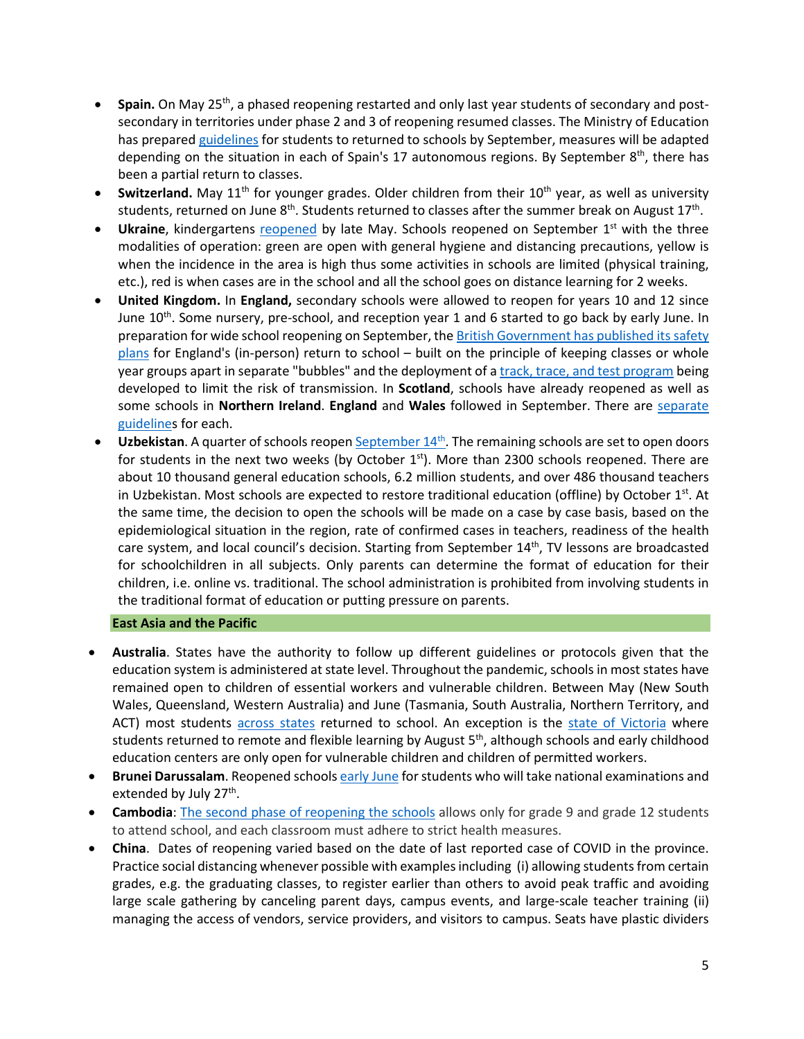- **Spain.** On May 25th, a phased reopening restarted and only last year students of secondary and post-secondary in territories under phase 2 and 3 of reopening resumed classes. The Ministry of Education has prepared guidelines for students to returned to schools by September, measures will be adapted depending on the situation in each of Spain's 17 autonomous regions. By September 8th, there has been a partial return to classes.
- **Switzerland.** May 11th for younger grades. Older children from their 10th year, as well as university students, returned on June 8th. Students returned to classes after the summer break on August 17th.
- **Ukraine**, kindergartens reopened by late May. Schools reopened on September 1st with the three modalities of operation: green are open with general hygiene and distancing precautions, yellow is when the incidence in the area is high thus some activities in schools are limited (physical training, etc.), red is when cases are in the school and all the school goes on distance learning for 2 weeks.
- **United Kingdom.** In **England,** secondary schools were allowed to reopen for years 10 and 12 since June 10th. Some nursery, pre-school, and reception year 1 and 6 started to go back by early June. In preparation for wide school reopening on September, the British Government has published its safety plans for England's (in-person) return to school – built on the principle of keeping classes or whole year groups apart in separate "bubbles" and the deployment of a track, trace, and test program being developed to limit the risk of transmission. In **Scotland**, schools have already reopened as well as some schools in **Northern Ireland**. **England** and **Wales** followed in September. There are separate guidelines for each.
- **Uzbekistan**. A quarter of schools reopen September 14th. The remaining schools are set to open doors for students in the next two weeks (by October 1st). More than 2300 schools reopened. There are about 10 thousand general education schools, 6.2 million students, and over 486 thousand teachers in Uzbekistan. Most schools are expected to restore traditional education (offline) by October 1st. At the same time, the decision to open the schools will be made on a case by case basis, based on the epidemiological situation in the region, rate of confirmed cases in teachers, readiness of the health care system, and local council's decision. Starting from September 14th, TV lessons are broadcasted for schoolchildren in all subjects. Only parents can determine the format of education for their children, i.e. online vs. traditional. The school administration is prohibited from involving students in the traditional format of education or putting pressure on parents.

**East Asia and the Pacific**

- **Australia**. States have the authority to follow up different guidelines or protocols given that the education system is administered at state level. Throughout the pandemic, schools in most states have remained open to children of essential workers and vulnerable children. Between May (New South Wales, Queensland, Western Australia) and June (Tasmania, South Australia, Northern Territory, and ACT) most students across states returned to school. An exception is the state of Victoria where students returned to remote and flexible learning by August 5th, although schools and early childhood education centers are only open for vulnerable children and children of permitted workers.
- **Brunei Darussalam**. Reopened schools early June for students who will take national examinations and extended by July 27th.
- **Cambodia**: The second phase of reopening the schools allows only for grade 9 and grade 12 students to attend school, and each classroom must adhere to strict health measures.
- **China**. Dates of reopening varied based on the date of last reported case of COVID in the province. Practice social distancing whenever possible with examples including (i) allowing students from certain grades, e.g. the graduating classes, to register earlier than others to avoid peak traffic and avoiding large scale gathering by canceling parent days, campus events, and large-scale teacher training (ii) managing the access of vendors, service providers, and visitors to campus. Seats have plastic dividers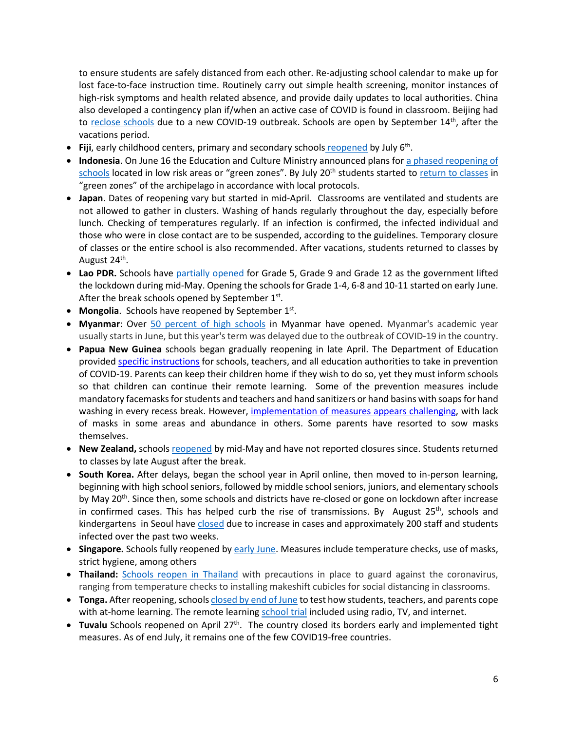to ensure students are safely distanced from each other. Re-adjusting school calendar to make up for lost face-to-face instruction time. Routinely carry out simple health screening, monitor instances of high-risk symptoms and health related absence, and provide daily updates to local authorities. China also developed a contingency plan if/when an active case of COVID is found in classroom. Beijing had to reclose schools due to a new COVID-19 outbreak. Schools are open by September 14th, after the vacations period.

- **Fiji**, early childhood centers, primary and secondary schools reopened by July 6th.
- **Indonesia**. On June 16 the Education and Culture Ministry announced plans for a phased reopening of schools located in low risk areas or "green zones". By July 20th students started to return to classes in "green zones" of the archipelago in accordance with local protocols.
- **Japan**. Dates of reopening vary but started in mid-April. Classrooms are ventilated and students are not allowed to gather in clusters. Washing of hands regularly throughout the day, especially before lunch. Checking of temperatures regularly. If an infection is confirmed, the infected individual and those who were in close contact are to be suspended, according to the guidelines. Temporary closure of classes or the entire school is also recommended. After vacations, students returned to classes by August 24th.
- **Lao PDR.** Schools have partially opened for Grade 5, Grade 9 and Grade 12 as the government lifted the lockdown during mid-May. Opening the schools for Grade 1-4, 6-8 and 10-11 started on early June. After the break schools opened by September 1st.
- **Mongolia**. Schools have reopened by September 1st.
- **Myanmar**: Over 50 percent of high schools in Myanmar have opened. Myanmar's academic year usually starts in June, but this year's term was delayed due to the outbreak of COVID-19 in the country.
- **Papua New Guinea** schools began gradually reopening in late April. The Department of Education provided specific instructions for schools, teachers, and all education authorities to take in prevention of COVID-19. Parents can keep their children home if they wish to do so, yet they must inform schools so that children can continue their remote learning. Some of the prevention measures include mandatory facemasks for students and teachers and hand sanitizers or hand basins with soaps for hand washing in every recess break. However, implementation of measures appears challenging, with lack of masks in some areas and abundance in others. Some parents have resorted to sow masks themselves.
- **New Zealand,** schools reopened by mid-May and have not reported closures since. Students returned to classes by late August after the break.
- **South Korea.** After delays, began the school year in April online, then moved to in-person learning, beginning with high school seniors, followed by middle school seniors, juniors, and elementary schools by May 20th. Since then, some schools and districts have re-closed or gone on lockdown after increase in confirmed cases. This has helped curb the rise of transmissions. By August 25th, schools and kindergartens in Seoul have closed due to increase in cases and approximately 200 staff and students infected over the past two weeks.
- **Singapore.** Schools fully reopened by early June. Measures include temperature checks, use of masks, strict hygiene, among others
- **Thailand:** Schools reopen in Thailand with precautions in place to guard against the coronavirus, ranging from temperature checks to installing makeshift cubicles for social distancing in classrooms.
- **Tonga.** After reopening, schools closed by end of June to test how students, teachers, and parents cope with at-home learning. The remote learning school trial included using radio, TV, and internet.
- **Tuvalu** Schools reopened on April 27th. The country closed its borders early and implemented tight measures. As of end July, it remains one of the few COVID19-free countries.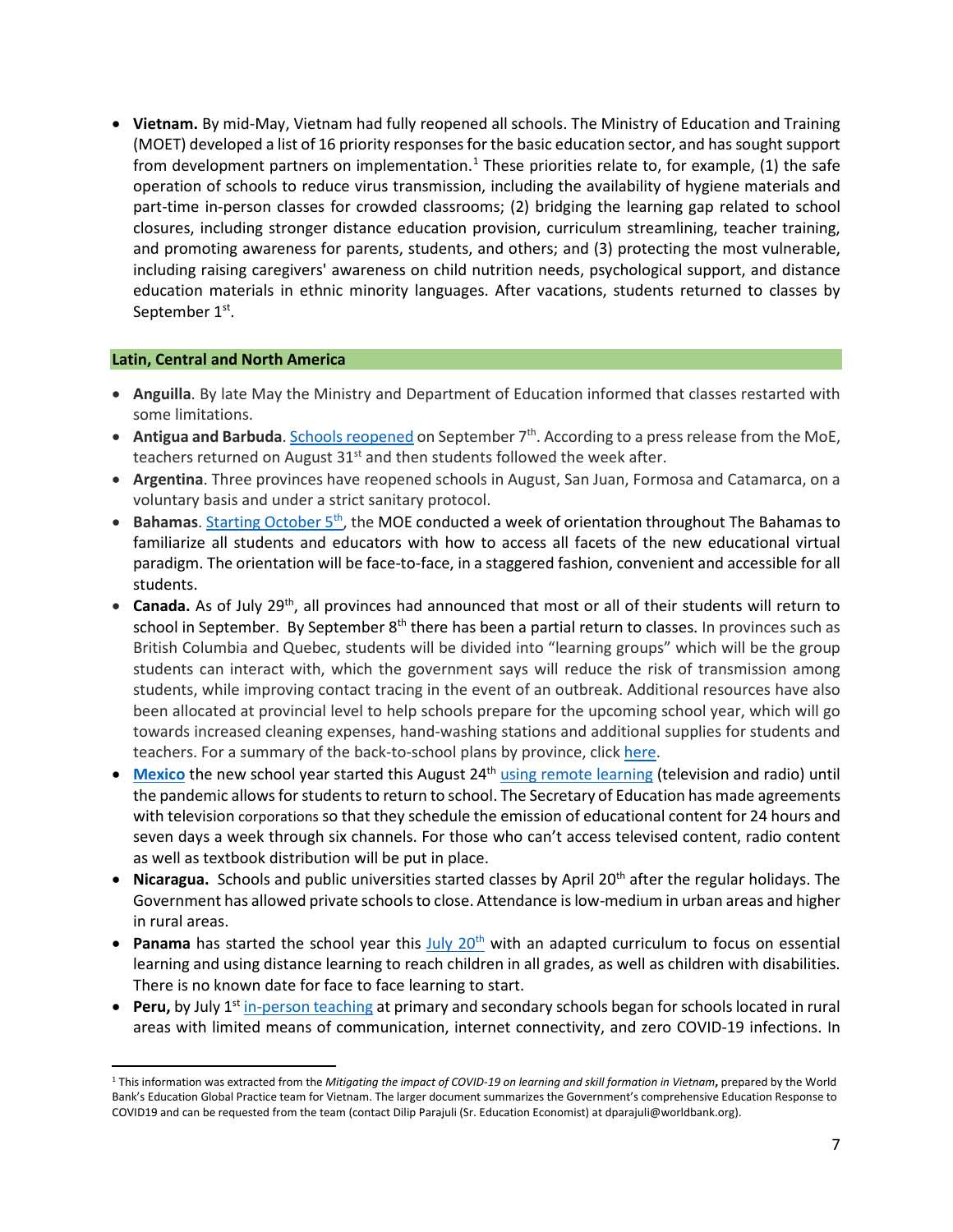- **Vietnam.** By mid-May, Vietnam had fully reopened all schools. The Ministry of Education and Training (MOET) developed a list of 16 priority responses for the basic education sector, and has sought support from development partners on implementation.[1] These priorities relate to, for example, (1) the safe operation of schools to reduce virus transmission, including the availability of hygiene materials and part-time in-person classes for crowded classrooms; (2) bridging the learning gap related to school closures, including stronger distance education provision, curriculum streamlining, teacher training, and promoting awareness for parents, students, and others; and (3) protecting the most vulnerable, including raising caregivers' awareness on child nutrition needs, psychological support, and distance education materials in ethnic minority languages. After vacations, students returned to classes by September 1st.

## Latin, Central and North America

- **Anguilla**. By late May the Ministry and Department of Education informed that classes restarted with some limitations.
- **Antigua and Barbuda**. Schools reopened on September 7th. According to a press release from the MoE, teachers returned on August 31st and then students followed the week after.
- **Argentina**. Three provinces have reopened schools in August, San Juan, Formosa and Catamarca, on a voluntary basis and under a strict sanitary protocol.
- **Bahamas**. Starting October 5th, the MOE conducted a week of orientation throughout The Bahamas to familiarize all students and educators with how to access all facets of the new educational virtual paradigm. The orientation will be face-to-face, in a staggered fashion, convenient and accessible for all students.
- **Canada.** As of July 29th, all provinces had announced that most or all of their students will return to school in September. By September 8th there has been a partial return to classes. In provinces such as British Columbia and Quebec, students will be divided into "learning groups" which will be the group students can interact with, which the government says will reduce the risk of transmission among students, while improving contact tracing in the event of an outbreak. Additional resources have also been allocated at provincial level to help schools prepare for the upcoming school year, which will go towards increased cleaning expenses, hand-washing stations and additional supplies for students and teachers. For a summary of the back-to-school plans by province, click here.
- **Mexico** the new school year started this August 24th using remote learning (television and radio) until the pandemic allows for students to return to school. The Secretary of Education has made agreements with television corporations so that they schedule the emission of educational content for 24 hours and seven days a week through six channels. For those who can't access televised content, radio content as well as textbook distribution will be put in place.
- **Nicaragua.** Schools and public universities started classes by April 20th after the regular holidays. The Government has allowed private schools to close. Attendance is low-medium in urban areas and higher in rural areas.
- **Panama** has started the school year this July 20th with an adapted curriculum to focus on essential learning and using distance learning to reach children in all grades, as well as children with disabilities. There is no known date for face to face learning to start.
- **Peru,** by July 1st in-person teaching at primary and secondary schools began for schools located in rural areas with limited means of communication, internet connectivity, and zero COVID-19 infections. In

[1] This information was extracted from the *Mitigating the impact of COVID-19 on learning and skill formation in Vietnam***,** prepared by the World Bank's Education Global Practice team for Vietnam. The larger document summarizes the Government's comprehensive Education Response to COVID19 and can be requested from the team (contact Dilip Parajuli (Sr. Education Economist) at dparajuli@worldbank.org).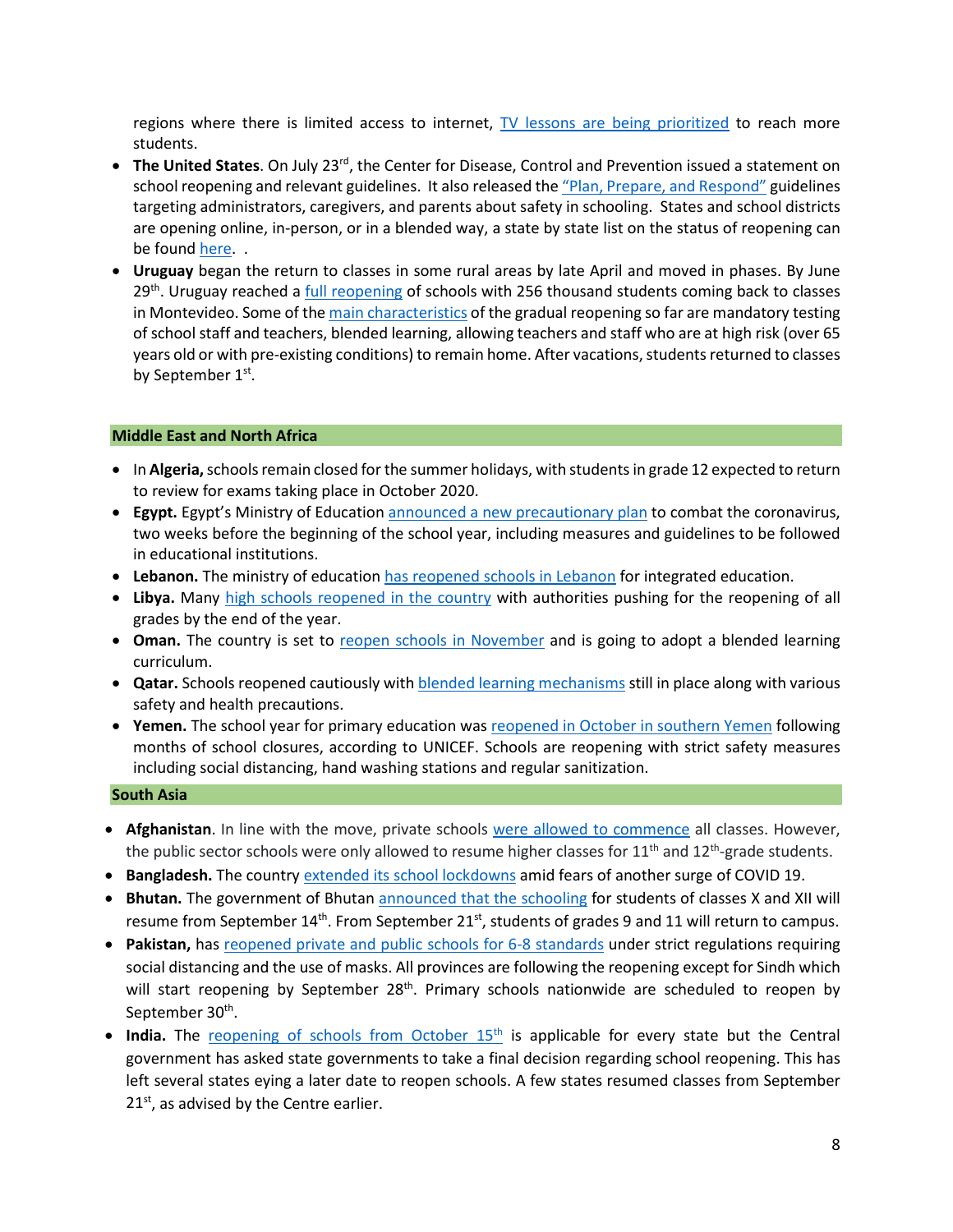regions where there is limited access to internet, TV lessons are being prioritized to reach more students.

- **The United States**. On July 23rd, the Center for Disease, Control and Prevention issued a statement on school reopening and relevant guidelines. It also released the "Plan, Prepare, and Respond" guidelines targeting administrators, caregivers, and parents about safety in schooling. States and school districts are opening online, in-person, or in a blended way, a state by state list on the status of reopening can be found here. .
- **Uruguay** began the return to classes in some rural areas by late April and moved in phases. By June 29th. Uruguay reached a full reopening of schools with 256 thousand students coming back to classes in Montevideo. Some of the main characteristics of the gradual reopening so far are mandatory testing of school staff and teachers, blended learning, allowing teachers and staff who are at high risk (over 65 years old or with pre-existing conditions) to remain home. After vacations, students returned to classes by September 1st.

## Middle East and North Africa

- In **Algeria,** schools remain closed for the summer holidays, with students in grade 12 expected to return to review for exams taking place in October 2020.
- **Egypt.** Egypt's Ministry of Education announced a new precautionary plan to combat the coronavirus, two weeks before the beginning of the school year, including measures and guidelines to be followed in educational institutions.
- **Lebanon.** The ministry of education has reopened schools in Lebanon for integrated education.
- **Libya.** Many high schools reopened in the country with authorities pushing for the reopening of all grades by the end of the year.
- **Oman.** The country is set to reopen schools in November and is going to adopt a blended learning curriculum.
- **Qatar.** Schools reopened cautiously with blended learning mechanisms still in place along with various safety and health precautions.
- **Yemen.** The school year for primary education was reopened in October in southern Yemen following months of school closures, according to UNICEF. Schools are reopening with strict safety measures including social distancing, hand washing stations and regular sanitization.

## South Asia

- **Afghanistan**. In line with the move, private schools were allowed to commence all classes. However, the public sector schools were only allowed to resume higher classes for 11th and 12th-grade students.
- **Bangladesh.** The country extended its school lockdowns amid fears of another surge of COVID 19.
- **Bhutan.** The government of Bhutan announced that the schooling for students of classes X and XII will resume from September 14th. From September 21st, students of grades 9 and 11 will return to campus.
- **Pakistan,** has reopened private and public schools for 6-8 standards under strict regulations requiring social distancing and the use of masks. All provinces are following the reopening except for Sindh which will start reopening by September 28th. Primary schools nationwide are scheduled to reopen by September 30th.
- **India.** The reopening of schools from October 15th is applicable for every state but the Central government has asked state governments to take a final decision regarding school reopening. This has left several states eying a later date to reopen schools. A few states resumed classes from September 21st, as advised by the Centre earlier.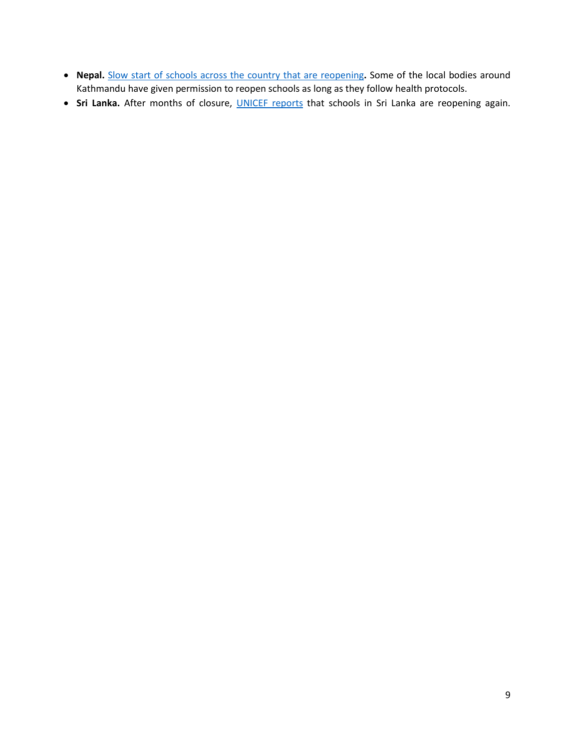- **Nepal.** Slow start of schools across the country that are reopening**.** Some of the local bodies around Kathmandu have given permission to reopen schools as long as they follow health protocols.
- **Sri Lanka.** After months of closure, UNICEF reports that schools in Sri Lanka are reopening again.